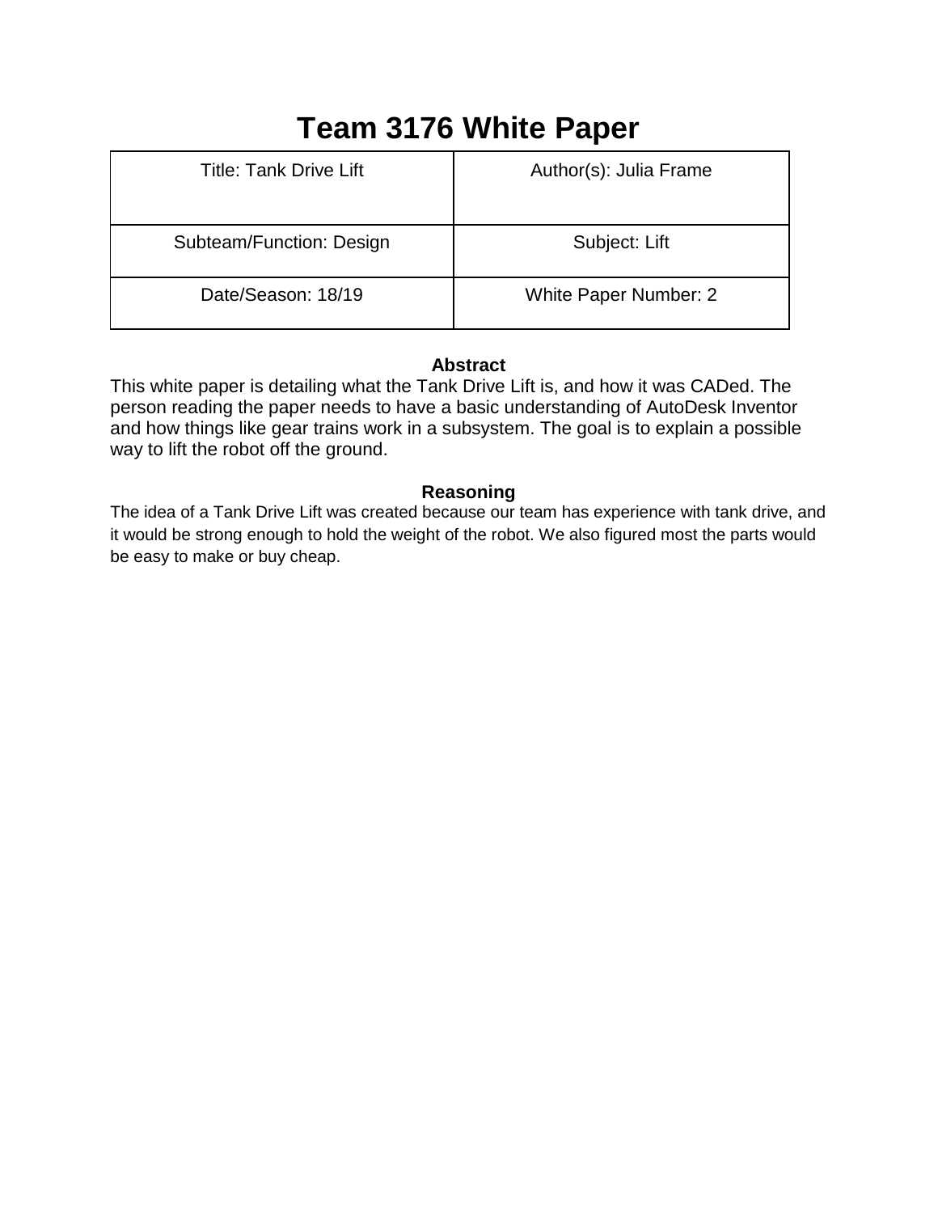# Team 3176 White Paper

| Title: Tank Drive Lift | Author(s): Julia Frame |
|---|---|
| Subteam/Function: Design | Subject: Lift |
| Date/Season: 18/19 | White Paper Number: 2 |

### Abstract

This white paper is detailing what the Tank Drive Lift is, and how it was CADed. The person reading the paper needs to have a basic understanding of AutoDesk Inventor and how things like gear trains work in a subsystem. The goal is to explain a possible way to lift the robot off the ground.

### Reasoning

The idea of a Tank Drive Lift was created because our team has experience with tank drive, and it would be strong enough to hold the weight of the robot. We also figured most the parts would be easy to make or buy cheap.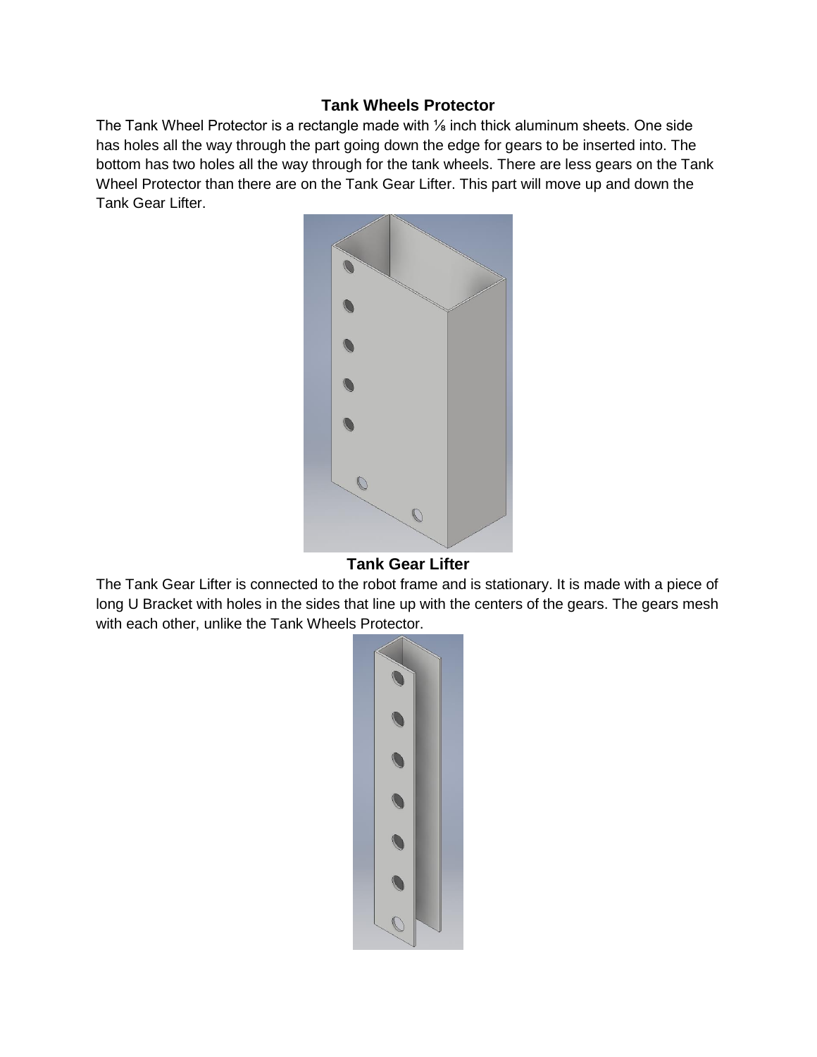**Tank Wheels Protector**

The Tank Wheel Protector is a rectangle made with ⅛ inch thick aluminum sheets. One side has holes all the way through the part going down the edge for gears to be inserted into. The bottom has two holes all the way through for the tank wheels. There are less gears on the Tank Wheel Protector than there are on the Tank Gear Lifter. This part will move up and down the Tank Gear Lifter.

**Tank Gear Lifter**

The Tank Gear Lifter is connected to the robot frame and is stationary. It is made with a piece of long U Bracket with holes in the sides that line up with the centers of the gears. The gears mesh with each other, unlike the Tank Wheels Protector.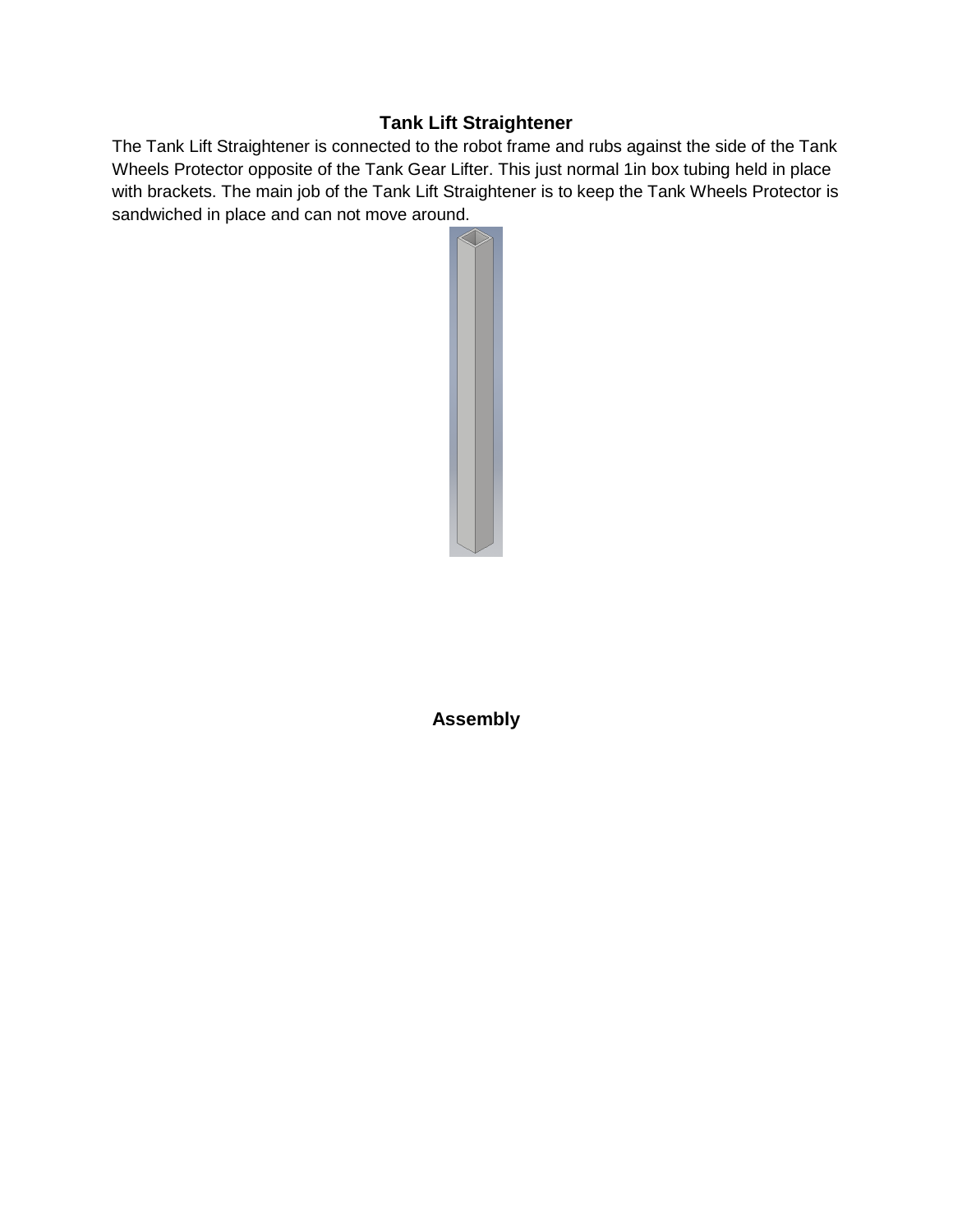## Tank Lift Straightener

The Tank Lift Straightener is connected to the robot frame and rubs against the side of the Tank Wheels Protector opposite of the Tank Gear Lifter. This just normal 1in box tubing held in place with brackets. The main job of the Tank Lift Straightener is to keep the Tank Wheels Protector is sandwiched in place and can not move around.

## Assembly